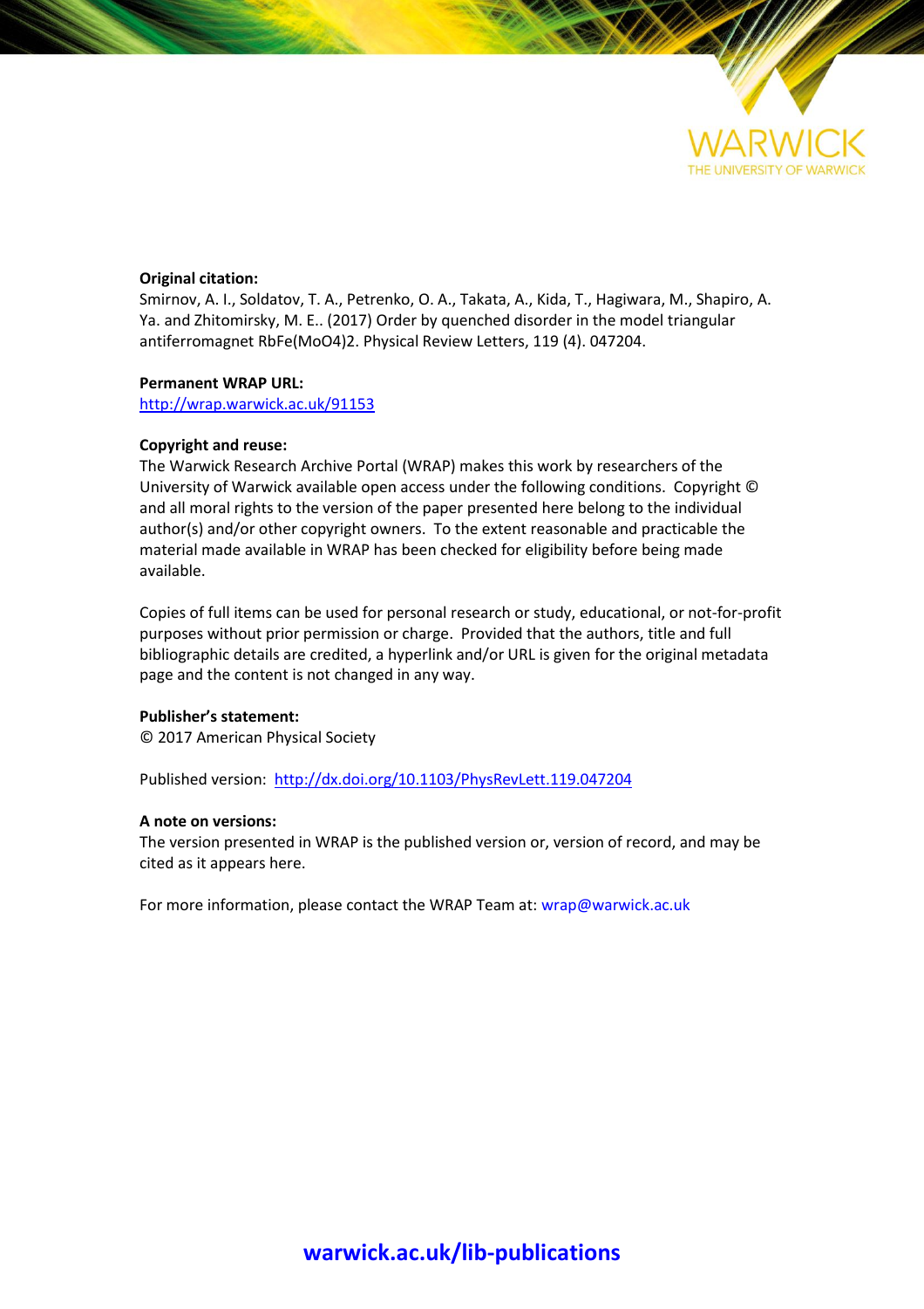WARWICK

THE UNIVERSITY OF WARWICK

**Original citation:**
Smirnov, A. I., Soldatov, T. A., Petrenko, O. A., Takata, A., Kida, T., Hagiwara, M., Shapiro, A. Ya. and Zhitomirsky, M. E.. (2017) Order by quenched disorder in the model triangular antiferromagnet RbFe(MoO4)2. Physical Review Letters, 119 (4). 047204.

**Permanent WRAP URL:**
http://wrap.warwick.ac.uk/91153

**Copyright and reuse:**
The Warwick Research Archive Portal (WRAP) makes this work by researchers of the University of Warwick available open access under the following conditions. Copyright © and all moral rights to the version of the paper presented here belong to the individual author(s) and/or other copyright owners. To the extent reasonable and practicable the material made available in WRAP has been checked for eligibility before being made available.

Copies of full items can be used for personal research or study, educational, or not-for-profit purposes without prior permission or charge. Provided that the authors, title and full bibliographic details are credited, a hyperlink and/or URL is given for the original metadata page and the content is not changed in any way.

**Publisher's statement:**
© 2017 American Physical Society

Published version: http://dx.doi.org/10.1103/PhysRevLett.119.047204

**A note on versions:**
The version presented in WRAP is the published version or, version of record, and may be cited as it appears here.

For more information, please contact the WRAP Team at: wrap@warwick.ac.uk

**warwick.ac.uk/lib-publications**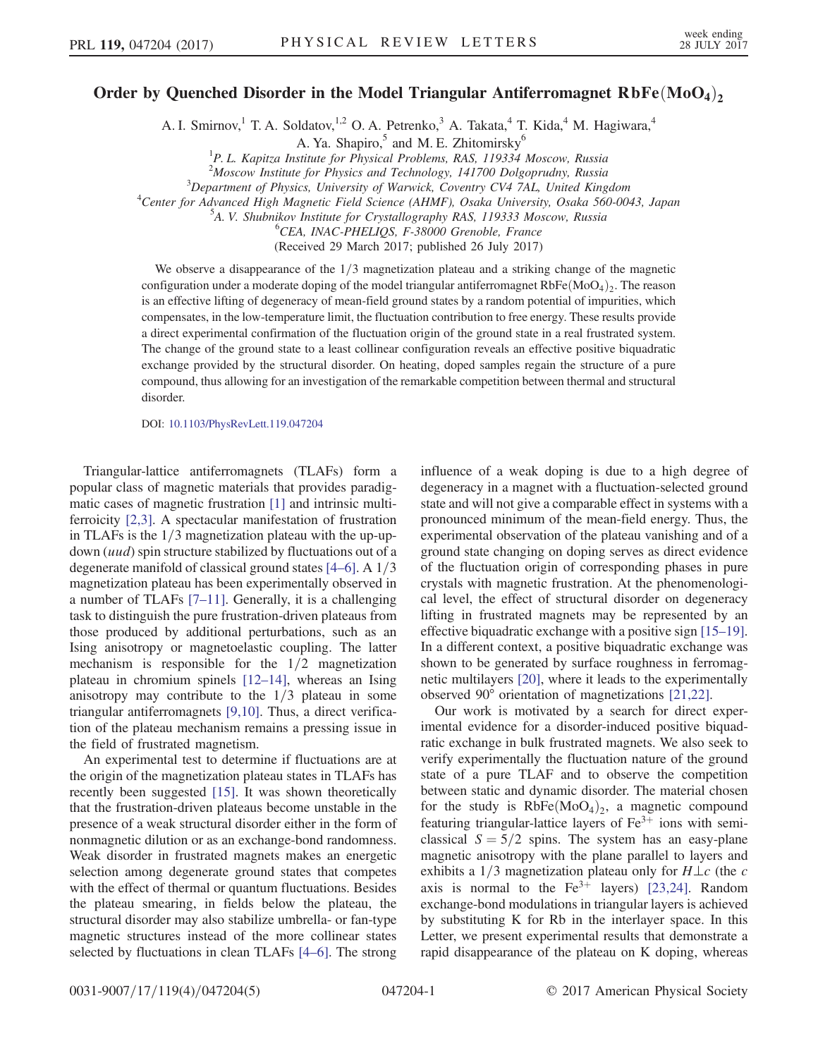# Order by Quenched Disorder in the Model Triangular Antiferromagnet $RbFe(MoO_4)_2$

A. I. Smirnov,[1] T. A. Soldatov,[1,2] O. A. Petrenko,[3] A. Takata,[4] T. Kida,[4] M. Hagiwara,[4] A. Ya. Shapiro,[5] and M. E. Zhitomirsky[6]

[1]P. L. Kapitza Institute for Physical Problems, RAS, 119334 Moscow, Russia
[2]Moscow Institute for Physics and Technology, 141700 Dolgoprudny, Russia
[3]Department of Physics, University of Warwick, Coventry CV4 7AL, United Kingdom
[4]Center for Advanced High Magnetic Field Science (AHMF), Osaka University, Osaka 560-0043, Japan
[5]A. V. Shubnikov Institute for Crystallography RAS, 119333 Moscow, Russia
[6]CEA, INAC-PHELIQS, F-38000 Grenoble, France

(Received 29 March 2017; published 26 July 2017)

We observe a disappearance of the 1/3 magnetization plateau and a striking change of the magnetic configuration under a moderate doping of the model triangular antiferromagnet $RbFe(MoO_4)_2$. The reason is an effective lifting of degeneracy of mean-field ground states by a random potential of impurities, which compensates, in the low-temperature limit, the fluctuation contribution to free energy. These results provide a direct experimental confirmation of the fluctuation origin of the ground state in a real frustrated system. The change of the ground state to a least collinear configuration reveals an effective positive biquadratic exchange provided by the structural disorder. On heating, doped samples regain the structure of a pure compound, thus allowing for an investigation of the remarkable competition between thermal and structural disorder.

DOI: 10.1103/PhysRevLett.119.047204

Triangular-lattice antiferromagnets (TLAFs) form a popular class of magnetic materials that provides paradigmatic cases of magnetic frustration [1] and intrinsic multiferroicity [2,3]. A spectacular manifestation of frustration in TLAFs is the 1/3 magnetization plateau with the up-up-down (*uud*) spin structure stabilized by fluctuations out of a degenerate manifold of classical ground states [4–6]. A 1/3 magnetization plateau has been experimentally observed in a number of TLAFs [7–11]. Generally, it is a challenging task to distinguish the pure frustration-driven plateaus from those produced by additional perturbations, such as an Ising anisotropy or magnetoelastic coupling. The latter mechanism is responsible for the 1/2 magnetization plateau in chromium spinels [12–14], whereas an Ising anisotropy may contribute to the 1/3 plateau in some triangular antiferromagnets [9,10]. Thus, a direct verification of the plateau mechanism remains a pressing issue in the field of frustrated magnetism.

An experimental test to determine if fluctuations are at the origin of the magnetization plateau states in TLAFs has recently been suggested [15]. It was shown theoretically that the frustration-driven plateaus become unstable in the presence of a weak structural disorder either in the form of nonmagnetic dilution or as an exchange-bond randomness. Weak disorder in frustrated magnets makes an energetic selection among degenerate ground states that competes with the effect of thermal or quantum fluctuations. Besides the plateau smearing, in fields below the plateau, the structural disorder may also stabilize umbrella- or fan-type magnetic structures instead of the more collinear states selected by fluctuations in clean TLAFs [4–6]. The strong influence of a weak doping is due to a high degree of degeneracy in a magnet with a fluctuation-selected ground state and will not give a comparable effect in systems with a pronounced minimum of the mean-field energy. Thus, the experimental observation of the plateau vanishing and of a ground state changing on doping serves as direct evidence of the fluctuation origin of corresponding phases in pure crystals with magnetic frustration. At the phenomenological level, the effect of structural disorder on degeneracy lifting in frustrated magnets may be represented by an effective biquadratic exchange with a positive sign [15–19]. In a different context, a positive biquadratic exchange was shown to be generated by surface roughness in ferromagnetic multilayers [20], where it leads to the experimentally observed 90° orientation of magnetizations [21,22].

Our work is motivated by a search for direct experimental evidence for a disorder-induced positive biquadratic exchange in bulk frustrated magnets. We also seek to verify experimentally the fluctuation nature of the ground state of a pure TLAF and to observe the competition between static and dynamic disorder. The material chosen for the study is $RbFe(MoO_4)_2$, a magnetic compound featuring triangular-lattice layers of $Fe^{3+}$ ions with semiclassical $S = 5/2$ spins. The system has an easy-plane magnetic anisotropy with the plane parallel to layers and exhibits a 1/3 magnetization plateau only for $H \perp c$ (the $c$ axis is normal to the $Fe^{3+}$ layers) [23,24]. Random exchange-bond modulations in triangular layers is achieved by substituting K for Rb in the interlayer space. In this Letter, we present experimental results that demonstrate a rapid disappearance of the plateau on K doping, whereas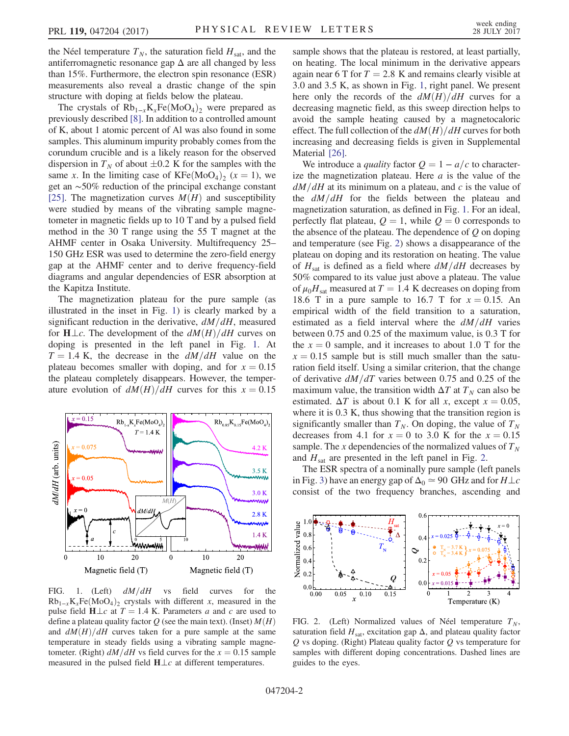the Néel temperature $T_N$, the saturation field $H_{sat}$, and the antiferromagnetic resonance gap $\Delta$ are all changed by less than 15%. Furthermore, the electron spin resonance (ESR) measurements also reveal a drastic change of the spin structure with doping at fields below the plateau.

The crystals of $Rb_{1-x}K_xFe(MoO_4)_2$ were prepared as previously described [8]. In addition to a controlled amount of K, about 1 atomic percent of Al was also found in some samples. This aluminum impurity probably comes from the corundum crucible and is a likely reason for the observed dispersion in $T_N$ of about $\pm 0.2$ K for the samples with the same $x$. In the limiting case of $KFe(MoO_4)_2$ ($x = 1$), we get an ∼50% reduction of the principal exchange constant [25]. The magnetization curves $M(H)$ and susceptibility were studied by means of the vibrating sample magnetometer in magnetic fields up to 10 T and by a pulsed field method in the 30 T range using the 55 T magnet at the AHMF center in Osaka University. Multifrequency 25–150 GHz ESR was used to determine the zero-field energy gap at the AHMF center and to derive frequency-field diagrams and angular dependencies of ESR absorption at the Kapitza Institute.

The magnetization plateau for the pure sample (as illustrated in the inset in Fig. 1) is clearly marked by a significant reduction in the derivative, $dM/dH$, measured for $\mathbf{H}\perp c$. The development of the $dM(H)/dH$ curves on doping is presented in the left panel in Fig. 1. At $T = 1.4$ K, the decrease in the $dM/dH$ value on the plateau becomes smaller with doping, and for $x = 0.15$ the plateau completely disappears. However, the temperature evolution of $dM(H)/dH$ curves for this $x = 0.15$ sample shows that the plateau is restored, at least partially, on heating. The local minimum in the derivative appears again near 6 T for $T = 2.8$ K and remains clearly visible at 3.0 and 3.5 K, as shown in Fig. 1, right panel. We present here only the records of the $dM(H)/dH$ curves for a decreasing magnetic field, as this sweep direction helps to avoid the sample heating caused by a magnetocaloric effect. The full collection of the $dM(H)/dH$ curves for both increasing and decreasing fields is given in Supplemental Material [26].

FIG. 1. (Left) $dM/dH$ vs field curves for the $Rb_{1-x}K_xFe(MoO_4)_2$ crystals with different $x$, measured in the pulse field $\mathbf{H}\perp c$ at $T = 1.4$ K. Parameters $a$ and $c$ are used to define a plateau quality factor $Q$ (see the main text). (Inset) $M(H)$ and $dM(H)/dH$ curves taken for a pure sample at the same temperature in steady fields using a vibrating sample magnetometer. (Right) $dM/dH$ vs field curves for the $x = 0.15$ sample measured in the pulsed field $\mathbf{H}\perp c$ at different temperatures.

We introduce a *quality* factor $Q = 1 - a/c$ to characterize the magnetization plateau. Here $a$ is the value of the $dM/dH$ at its minimum on a plateau, and $c$ is the value of the $dM/dH$ for the fields between the plateau and magnetization saturation, as defined in Fig. 1. For an ideal, perfectly flat plateau, $Q = 1$, while $Q = 0$ corresponds to the absence of the plateau. The dependence of $Q$ on doping and temperature (see Fig. 2) shows a disappearance of the plateau on doping and its restoration on heating. The value of $H_{sat}$ is defined as a field where $dM/dH$ decreases by 50% compared to its value just above a plateau. The value of $\mu_0 H_{sat}$ measured at $T = 1.4$ K decreases on doping from 18.6 T in a pure sample to 16.7 T for $x = 0.15$. An empirical width of the field transition to a saturation, estimated as a field interval where the $dM/dH$ varies between 0.75 and 0.25 of the maximum value, is 0.3 T for the $x = 0$ sample, and it increases to about 1.0 T for the $x = 0.15$ sample but is still much smaller than the saturation field itself. Using a similar criterion, that the change of derivative $dM/dT$ varies between 0.75 and 0.25 of the maximum value, the transition width $\Delta T$ at $T_N$ can also be estimated. $\Delta T$ is about 0.1 K for all $x$, except $x = 0.05$, where it is 0.3 K, thus showing that the transition region is significantly smaller than $T_N$. On doping, the value of $T_N$ decreases from 4.1 for $x = 0$ to 3.0 K for the $x = 0.15$ sample. The $x$ dependencies of the normalized values of $T_N$ and $H_{sat}$ are presented in the left panel in Fig. 2.

The ESR spectra of a nominally pure sample (left panels in Fig. 3) have an energy gap of $\Delta_0 \simeq 90$ GHz and for $H\perp c$ consist of the two frequency branches, ascending and

FIG. 2. (Left) Normalized values of Néel temperature $T_N$, saturation field $H_{sat}$, excitation gap $\Delta$, and plateau quality factor $Q$ vs doping. (Right) Plateau quality factor $Q$ vs temperature for samples with different doping concentrations. Dashed lines are guides to the eyes.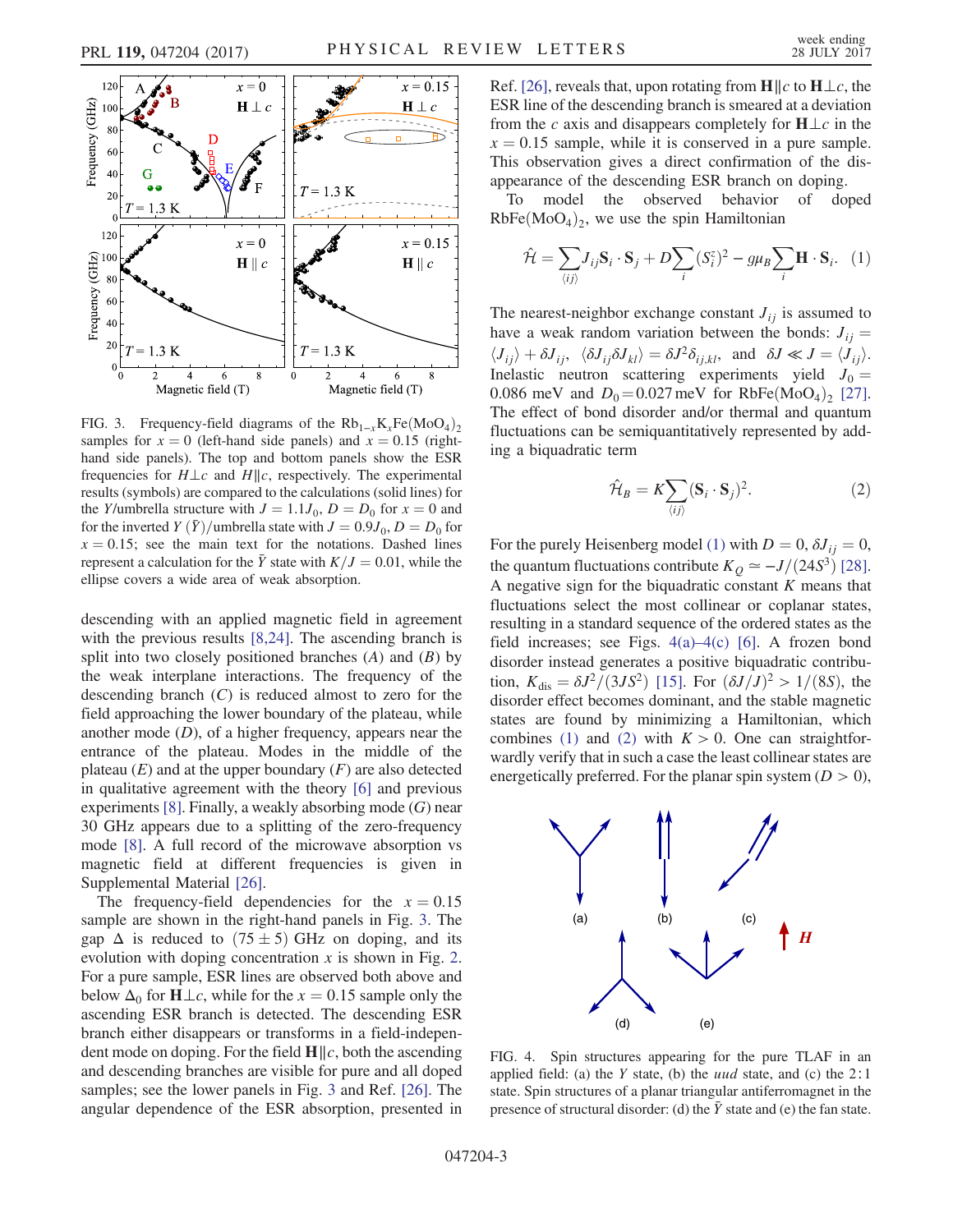FIG. 3. Frequency-field diagrams of the $Rb_{1-x}K_xFe(MoO_4)_2$ samples for $x = 0$ (left-hand side panels) and $x = 0.15$ (right-hand side panels). The top and bottom panels show the ESR frequencies for $H \perp c$ and $H \parallel c$, respectively. The experimental results (symbols) are compared to the calculations (solid lines) for the $Y$/umbrella structure with $J = 1.1J_0$, $D = D_0$ for $x = 0$ and for the inverted $Y$ ($\bar{Y}$)/umbrella state with $J = 0.9J_0$, $D = D_0$ for $x = 0.15$; see the main text for the notations. Dashed lines represent a calculation for the $\bar{Y}$ state with $K/J = 0.01$, while the ellipse covers a wide area of weak absorption.

descending with an applied magnetic field in agreement with the previous results [8,24]. The ascending branch is split into two closely positioned branches ($A$) and ($B$) by the weak interplane interactions. The frequency of the descending branch ($C$) is reduced almost to zero for the field approaching the lower boundary of the plateau, while another mode ($D$), of a higher frequency, appears near the entrance of the plateau. Modes in the middle of the plateau ($E$) and at the upper boundary ($F$) are also detected in qualitative agreement with the theory [6] and previous experiments [8]. Finally, a weakly absorbing mode ($G$) near 30 GHz appears due to a splitting of the zero-frequency mode [8]. A full record of the microwave absorption vs magnetic field at different frequencies is given in Supplemental Material [26].

The frequency-field dependencies for the $x = 0.15$ sample are shown in the right-hand panels in Fig. 3. The gap $\Delta$ is reduced to $(75 \pm 5)$ GHz on doping, and its evolution with doping concentration $x$ is shown in Fig. 2. For a pure sample, ESR lines are observed both above and below $\Delta_0$ for $\mathbf{H} \perp c$, while for the $x = 0.15$ sample only the ascending ESR branch is detected. The descending ESR branch either disappears or transforms in a field-independent mode on doping. For the field $\mathbf{H} \parallel c$, both the ascending and descending branches are visible for pure and all doped samples; see the lower panels in Fig. 3 and Ref. [26]. The angular dependence of the ESR absorption, presented in Ref. [26], reveals that, upon rotating from $\mathbf{H} \parallel c$ to $\mathbf{H} \perp c$, the ESR line of the descending branch is smeared at a deviation from the $c$ axis and disappears completely for $\mathbf{H} \perp c$ in the $x = 0.15$ sample, while it is conserved in a pure sample. This observation gives a direct confirmation of the disappearance of the descending ESR branch on doping.

To model the observed behavior of doped $RbFe(MoO_4)_2$, we use the spin Hamiltonian

$$\hat{\mathcal{H}} = \sum_{\langle ij \rangle} J_{ij} \mathbf{S}_i \cdot \mathbf{S}_j + D \sum_i (S_i^z)^2 - g\mu_B \sum_i \mathbf{H} \cdot \mathbf{S}_i. \quad (1)$$

The nearest-neighbor exchange constant $J_{ij}$ is assumed to have a weak random variation between the bonds: $J_{ij} = \langle J_{ij} \rangle + \delta J_{ij}$, $\langle \delta J_{ij} \delta J_{kl} \rangle = \delta J^2 \delta_{ij,kl}$, and $\delta J \ll J = \langle J_{ij} \rangle$. Inelastic neutron scattering experiments yield $J_0 = 0.086$ meV and $D_0 = 0.027$ meV for $RbFe(MoO_4)_2$ [27]. The effect of bond disorder and/or thermal and quantum fluctuations can be semiquantitatively represented by adding a biquadratic term

$$\hat{\mathcal{H}}_B = K \sum_{\langle ij \rangle} (\mathbf{S}_i \cdot \mathbf{S}_j)^2. \quad (2)$$

For the purely Heisenberg model (1) with $D = 0$, $\delta J_{ij} = 0$, the quantum fluctuations contribute $K_Q \simeq -J/(24S^3)$ [28]. A negative sign for the biquadratic constant $K$ means that fluctuations select the most collinear or coplanar states, resulting in a standard sequence of the ordered states as the field increases; see Figs. 4(a)–4(c) [6]. A frozen bond disorder instead generates a positive biquadratic contribution, $K_{\text{dis}} = \delta J^2/(3JS^2)$ [15]. For $(\delta J/J)^2 > 1/(8S)$, the disorder effect becomes dominant, and the stable magnetic states are found by minimizing a Hamiltonian, which combines (1) and (2) with $K > 0$. One can straightforwardly verify that in such a case the least collinear states are energetically preferred. For the planar spin system ($D > 0$),

FIG. 4. Spin structures appearing for the pure TLAF in an applied field: (a) the $Y$ state, (b) the $uud$ state, and (c) the 2 : 1 state. Spin structures of a planar triangular antiferromagnet in the presence of structural disorder: (d) the $\bar{Y}$ state and (e) the fan state.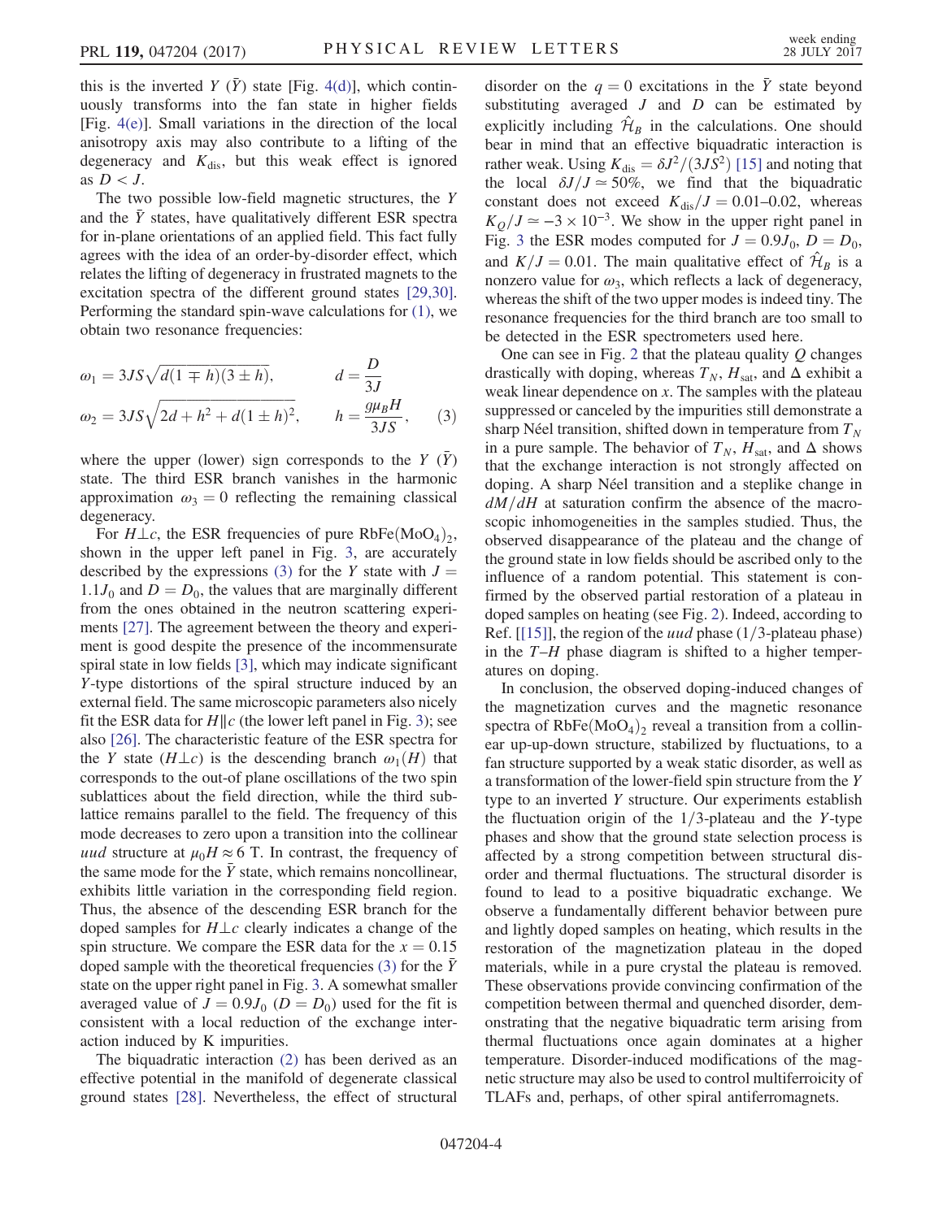this is the inverted $Y$ ($\bar{Y}$) state [Fig. 4(d)], which continuously transforms into the fan state in higher fields [Fig. 4(e)]. Small variations in the direction of the local anisotropy axis may also contribute to a lifting of the degeneracy and $K_{\rm dis}$, but this weak effect is ignored as $D < J$.

The two possible low-field magnetic structures, the $Y$ and the $\bar{Y}$ states, have qualitatively different ESR spectra for in-plane orientations of an applied field. This fact fully agrees with the idea of an order-by-disorder effect, which relates the lifting of degeneracy in frustrated magnets to the excitation spectra of the different ground states [29,30]. Performing the standard spin-wave calculations for (1), we obtain two resonance frequencies:

$$\omega_1 = 3JS\sqrt{d(1 \mp h)(3 \pm h)}, \qquad d = \frac{D}{3J}$$
$$\omega_2 = 3JS\sqrt{2d + h^2 + d(1 \pm h)^2}, \qquad h = \frac{g\mu_B H}{3JS}, \qquad (3)$$

where the upper (lower) sign corresponds to the $Y$ ($\bar{Y}$) state. The third ESR branch vanishes in the harmonic approximation $\omega_3 = 0$ reflecting the remaining classical degeneracy.

For $H \perp c$, the ESR frequencies of pure $RbFe(MoO_4)_2$, shown in the upper left panel in Fig. 3, are accurately described by the expressions (3) for the $Y$ state with $J = 1.1J_0$ and $D = D_0$, the values that are marginally different from the ones obtained in the neutron scattering experiments [27]. The agreement between the theory and experiment is good despite the presence of the incommensurate spiral state in low fields [3], which may indicate significant $Y$-type distortions of the spiral structure induced by an external field. The same microscopic parameters also nicely fit the ESR data for $H \parallel c$ (the lower left panel in Fig. 3); see also [26]. The characteristic feature of the ESR spectra for the $Y$ state ($H \perp c$) is the descending branch $\omega_1(H)$ that corresponds to the out-of plane oscillations of the two spin sublattices about the field direction, while the third sublattice remains parallel to the field. The frequency of this mode decreases to zero upon a transition into the collinear *uud* structure at $\mu_0 H \approx 6$ T. In contrast, the frequency of the same mode for the $\bar{Y}$ state, which remains noncollinear, exhibits little variation in the corresponding field region. Thus, the absence of the descending ESR branch for the doped samples for $H \perp c$ clearly indicates a change of the spin structure. We compare the ESR data for the $x = 0.15$ doped sample with the theoretical frequencies (3) for the $\bar{Y}$ state on the upper right panel in Fig. 3. A somewhat smaller averaged value of $J = 0.9J_0$ ($D = D_0$) used for the fit is consistent with a local reduction of the exchange interaction induced by K impurities.

The biquadratic interaction (2) has been derived as an effective potential in the manifold of degenerate classical ground states [28]. Nevertheless, the effect of structural disorder on the $q = 0$ excitations in the $\bar{Y}$ state beyond substituting averaged $J$ and $D$ can be estimated by explicitly including $\hat{\mathcal{H}}_B$ in the calculations. One should bear in mind that an effective biquadratic interaction is rather weak. Using $K_{\rm dis} = \delta J^2/(3JS^2)$ [15] and noting that the local $\delta J/J \simeq 50\%$, we find that the biquadratic constant does not exceed $K_{\rm dis}/J = 0.01$–$0.02$, whereas $K_Q/J \simeq -3 \times 10^{-3}$. We show in the upper right panel in Fig. 3 the ESR modes computed for $J = 0.9J_0$, $D = D_0$, and $K/J = 0.01$. The main qualitative effect of $\hat{\mathcal{H}}_B$ is a nonzero value for $\omega_3$, which reflects a lack of degeneracy, whereas the shift of the two upper modes is indeed tiny. The resonance frequencies for the third branch are too small to be detected in the ESR spectrometers used here.

One can see in Fig. 2 that the plateau quality $Q$ changes drastically with doping, whereas $T_N$, $H_{\rm sat}$, and $\Delta$ exhibit a weak linear dependence on $x$. The samples with the plateau suppressed or canceled by the impurities still demonstrate a sharp Néel transition, shifted down in temperature from $T_N$ in a pure sample. The behavior of $T_N$, $H_{\rm sat}$, and $\Delta$ shows that the exchange interaction is not strongly affected on doping. A sharp Néel transition and a steplike change in $dM/dH$ at saturation confirm the absence of the macroscopic inhomogeneities in the samples studied. Thus, the observed disappearance of the plateau and the change of the ground state in low fields should be ascribed only to the influence of a random potential. This statement is confirmed by the observed partial restoration of a plateau in doped samples on heating (see Fig. 2). Indeed, according to Ref. [[15]], the region of the *uud* phase (1/3-plateau phase) in the $T$–$H$ phase diagram is shifted to a higher temperatures on doping.

In conclusion, the observed doping-induced changes of the magnetization curves and the magnetic resonance spectra of $RbFe(MoO_4)_2$ reveal a transition from a collinear up-up-down structure, stabilized by fluctuations, to a fan structure supported by a weak static disorder, as well as a transformation of the lower-field spin structure from the $Y$ type to an inverted $Y$ structure. Our experiments establish the fluctuation origin of the 1/3-plateau and the $Y$-type phases and show that the ground state selection process is affected by a strong competition between structural disorder and thermal fluctuations. The structural disorder is found to lead to a positive biquadratic exchange. We observe a fundamentally different behavior between pure and lightly doped samples on heating, which results in the restoration of the magnetization plateau in the doped materials, while in a pure crystal the plateau is removed. These observations provide convincing confirmation of the competition between thermal and quenched disorder, demonstrating that the negative biquadratic term arising from thermal fluctuations once again dominates at a higher temperature. Disorder-induced modifications of the magnetic structure may also be used to control multiferroicity of TLAFs and, perhaps, of other spiral antiferromagnets.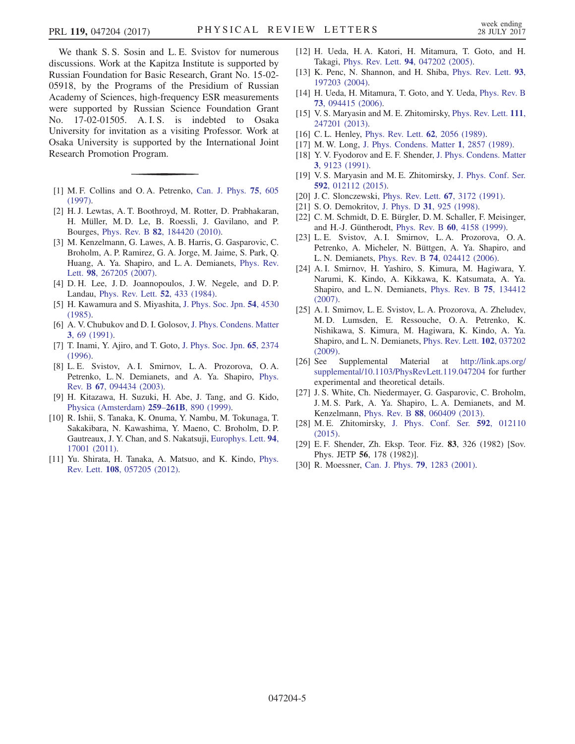We thank S. S. Sosin and L. E. Svistov for numerous discussions. Work at the Kapitza Institute is supported by Russian Foundation for Basic Research, Grant No. 15-02-05918, by the Programs of the Presidium of Russian Academy of Sciences, high-frequency ESR measurements were supported by Russian Science Foundation Grant No. 17-02-01505. A. I. S. is indebted to Osaka University for invitation as a visiting Professor. Work at Osaka University is supported by the International Joint Research Promotion Program.

---

[1] M. F. Collins and O. A. Petrenko, Can. J. Phys. **75**, 605 (1997).

[2] H. J. Lewtas, A. T. Boothroyd, M. Rotter, D. Prabhakaran, H. Müller, M. D. Le, B. Roessli, J. Gavilano, and P. Bourges, Phys. Rev. B **82**, 184420 (2010).

[3] M. Kenzelmann, G. Lawes, A. B. Harris, G. Gasparovic, C. Broholm, A. P. Ramirez, G. A. Jorge, M. Jaime, S. Park, Q. Huang, A. Ya. Shapiro, and L. A. Demianets, Phys. Rev. Lett. **98**, 267205 (2007).

[4] D. H. Lee, J. D. Joannopoulos, J. W. Negele, and D. P. Landau, Phys. Rev. Lett. **52**, 433 (1984).

[5] H. Kawamura and S. Miyashita, J. Phys. Soc. Jpn. **54**, 4530 (1985).

[6] A. V. Chubukov and D. I. Golosov, J. Phys. Condens. Matter **3**, 69 (1991).

[7] T. Inami, Y. Ajiro, and T. Goto, J. Phys. Soc. Jpn. **65**, 2374 (1996).

[8] L. E. Svistov, A. I. Smirnov, L. A. Prozorova, O. A. Petrenko, L. N. Demianets, and A. Ya. Shapiro, Phys. Rev. B **67**, 094434 (2003).

[9] H. Kitazawa, H. Suzuki, H. Abe, J. Tang, and G. Kido, Physica (Amsterdam) **259–261B**, 890 (1999).

[10] R. Ishii, S. Tanaka, K. Onuma, Y. Nambu, M. Tokunaga, T. Sakakibara, N. Kawashima, Y. Maeno, C. Broholm, D. P. Gautreaux, J. Y. Chan, and S. Nakatsuji, Europhys. Lett. **94**, 17001 (2011).

[11] Yu. Shirata, H. Tanaka, A. Matsuo, and K. Kindo, Phys. Rev. Lett. **108**, 057205 (2012).

[12] H. Ueda, H. A. Katori, H. Mitamura, T. Goto, and H. Takagi, Phys. Rev. Lett. **94**, 047202 (2005).

[13] K. Penc, N. Shannon, and H. Shiba, Phys. Rev. Lett. **93**, 197203 (2004).

[14] H. Ueda, H. Mitamura, T. Goto, and Y. Ueda, Phys. Rev. B **73**, 094415 (2006).

[15] V. S. Maryasin and M. E. Zhitomirsky, Phys. Rev. Lett. **111**, 247201 (2013).

[16] C. L. Henley, Phys. Rev. Lett. **62**, 2056 (1989).

[17] M. W. Long, J. Phys. Condens. Matter **1**, 2857 (1989).

[18] Y. V. Fyodorov and E. F. Shender, J. Phys. Condens. Matter **3**, 9123 (1991).

[19] V. S. Maryasin and M. E. Zhitomirsky, J. Phys. Conf. Ser. **592**, 012112 (2015).

[20] J. C. Slonczewski, Phys. Rev. Lett. **67**, 3172 (1991).

[21] S. O. Demokritov, J. Phys. D **31**, 925 (1998).

[22] C. M. Schmidt, D. E. Bürgler, D. M. Schaller, F. Meisinger, and H.-J. Güntherodt, Phys. Rev. B **60**, 4158 (1999).

[23] L. E. Svistov, A. I. Smirnov, L. A. Prozorova, O. A. Petrenko, A. Micheler, N. Büttgen, A. Ya. Shapiro, and L. N. Demianets, Phys. Rev. B **74**, 024412 (2006).

[24] A. I. Smirnov, H. Yashiro, S. Kimura, M. Hagiwara, Y. Narumi, K. Kindo, A. Kikkawa, K. Katsumata, A. Ya. Shapiro, and L. N. Demianets, Phys. Rev. B **75**, 134412 (2007).

[25] A. I. Smirnov, L. E. Svistov, L. A. Prozorova, A. Zheludev, M. D. Lumsden, E. Ressouche, O. A. Petrenko, K. Nishikawa, S. Kimura, M. Hagiwara, K. Kindo, A. Ya. Shapiro, and L. N. Demianets, Phys. Rev. Lett. **102**, 037202 (2009).

[26] See Supplemental Material at http://link.aps.org/supplemental/10.1103/PhysRevLett.119.047204 for further experimental and theoretical details.

[27] J. S. White, Ch. Niedermayer, G. Gasparovic, C. Broholm, J. M. S. Park, A. Ya. Shapiro, L. A. Demianets, and M. Kenzelmann, Phys. Rev. B **88**, 060409 (2013).

[28] M. E. Zhitomirsky, J. Phys. Conf. Ser. **592**, 012110 (2015).

[29] E. F. Shender, Zh. Eksp. Teor. Fiz. **83**, 326 (1982) [Sov. Phys. JETP **56**, 178 (1982)].

[30] R. Moessner, Can. J. Phys. **79**, 1283 (2001).